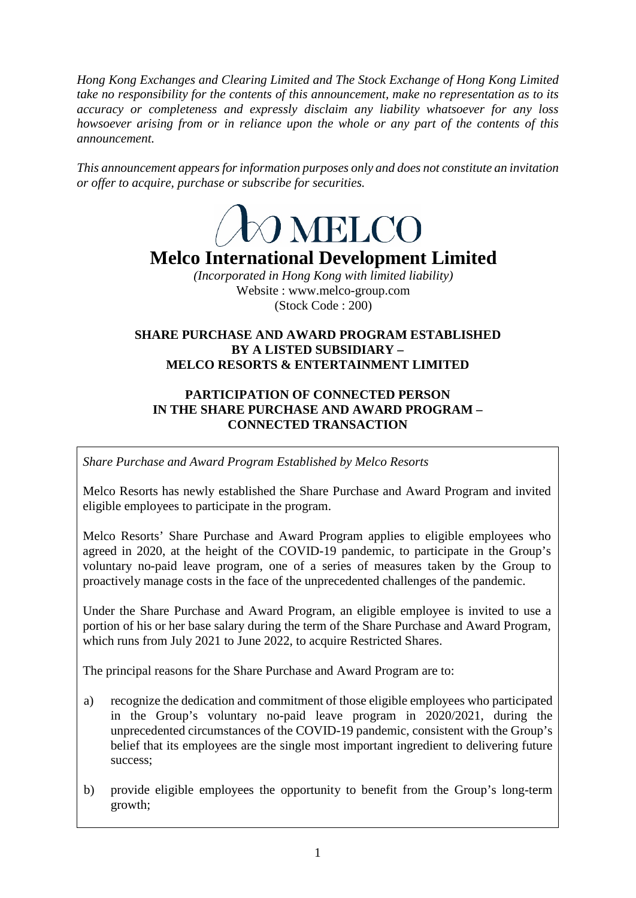*Hong Kong Exchanges and Clearing Limited and The Stock Exchange of Hong Kong Limited take no responsibility for the contents of this announcement, make no representation as to its accuracy or completeness and expressly disclaim any liability whatsoever for any loss howsoever arising from or in reliance upon the whole or any part of the contents of this announcement.*

*This announcement appears for information purposes only and does not constitute an invitation or offer to acquire, purchase or subscribe for securities.*

MELCO

# Melco International Development Limited

*(Incorporated in Hong Kong with limited liability)*
Website : www.melco-group.com
(Stock Code : 200)

## SHARE PURCHASE AND AWARD PROGRAM ESTABLISHED BY A LISTED SUBSIDIARY – MELCO RESORTS & ENTERTAINMENT LIMITED

## PARTICIPATION OF CONNECTED PERSON IN THE SHARE PURCHASE AND AWARD PROGRAM – CONNECTED TRANSACTION

*Share Purchase and Award Program Established by Melco Resorts*

Melco Resorts has newly established the Share Purchase and Award Program and invited eligible employees to participate in the program.

Melco Resorts' Share Purchase and Award Program applies to eligible employees who agreed in 2020, at the height of the COVID-19 pandemic, to participate in the Group's voluntary no-paid leave program, one of a series of measures taken by the Group to proactively manage costs in the face of the unprecedented challenges of the pandemic.

Under the Share Purchase and Award Program, an eligible employee is invited to use a portion of his or her base salary during the term of the Share Purchase and Award Program, which runs from July 2021 to June 2022, to acquire Restricted Shares.

The principal reasons for the Share Purchase and Award Program are to:

a) recognize the dedication and commitment of those eligible employees who participated in the Group's voluntary no-paid leave program in 2020/2021, during the unprecedented circumstances of the COVID-19 pandemic, consistent with the Group's belief that its employees are the single most important ingredient to delivering future success;

b) provide eligible employees the opportunity to benefit from the Group's long-term growth;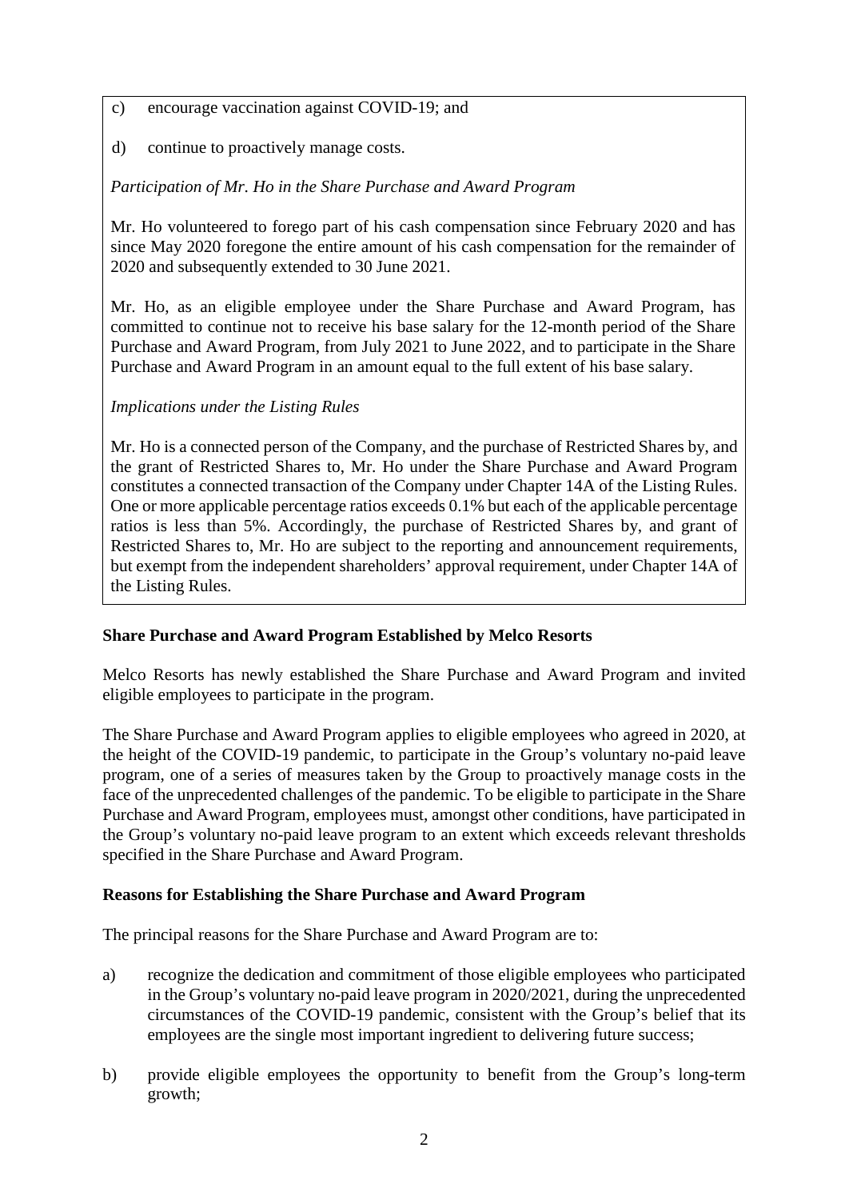c) encourage vaccination against COVID-19; and

d) continue to proactively manage costs.

*Participation of Mr. Ho in the Share Purchase and Award Program*

Mr. Ho volunteered to forego part of his cash compensation since February 2020 and has since May 2020 foregone the entire amount of his cash compensation for the remainder of 2020 and subsequently extended to 30 June 2021.

Mr. Ho, as an eligible employee under the Share Purchase and Award Program, has committed to continue not to receive his base salary for the 12-month period of the Share Purchase and Award Program, from July 2021 to June 2022, and to participate in the Share Purchase and Award Program in an amount equal to the full extent of his base salary.

*Implications under the Listing Rules*

Mr. Ho is a connected person of the Company, and the purchase of Restricted Shares by, and the grant of Restricted Shares to, Mr. Ho under the Share Purchase and Award Program constitutes a connected transaction of the Company under Chapter 14A of the Listing Rules. One or more applicable percentage ratios exceeds 0.1% but each of the applicable percentage ratios is less than 5%. Accordingly, the purchase of Restricted Shares by, and grant of Restricted Shares to, Mr. Ho are subject to the reporting and announcement requirements, but exempt from the independent shareholders' approval requirement, under Chapter 14A of the Listing Rules.

**Share Purchase and Award Program Established by Melco Resorts**

Melco Resorts has newly established the Share Purchase and Award Program and invited eligible employees to participate in the program.

The Share Purchase and Award Program applies to eligible employees who agreed in 2020, at the height of the COVID-19 pandemic, to participate in the Group's voluntary no-paid leave program, one of a series of measures taken by the Group to proactively manage costs in the face of the unprecedented challenges of the pandemic. To be eligible to participate in the Share Purchase and Award Program, employees must, amongst other conditions, have participated in the Group's voluntary no-paid leave program to an extent which exceeds relevant thresholds specified in the Share Purchase and Award Program.

**Reasons for Establishing the Share Purchase and Award Program**

The principal reasons for the Share Purchase and Award Program are to:

a) recognize the dedication and commitment of those eligible employees who participated in the Group's voluntary no-paid leave program in 2020/2021, during the unprecedented circumstances of the COVID-19 pandemic, consistent with the Group's belief that its employees are the single most important ingredient to delivering future success;

b) provide eligible employees the opportunity to benefit from the Group's long-term growth;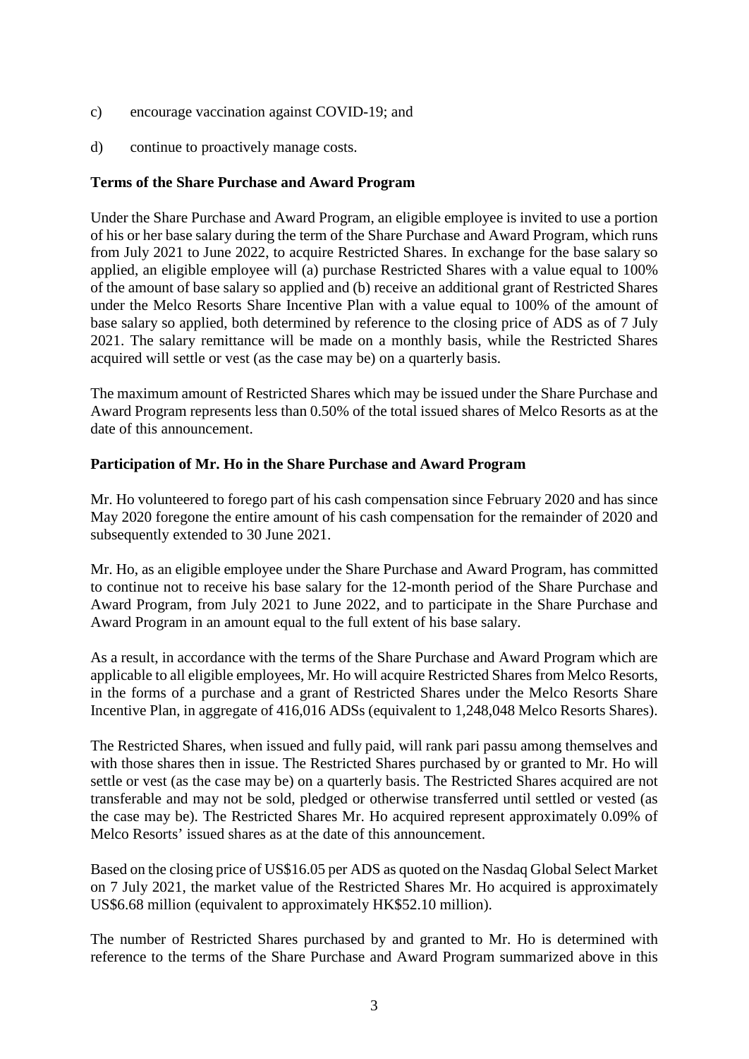c) encourage vaccination against COVID-19; and

d) continue to proactively manage costs.

**Terms of the Share Purchase and Award Program**

Under the Share Purchase and Award Program, an eligible employee is invited to use a portion of his or her base salary during the term of the Share Purchase and Award Program, which runs from July 2021 to June 2022, to acquire Restricted Shares. In exchange for the base salary so applied, an eligible employee will (a) purchase Restricted Shares with a value equal to 100% of the amount of base salary so applied and (b) receive an additional grant of Restricted Shares under the Melco Resorts Share Incentive Plan with a value equal to 100% of the amount of base salary so applied, both determined by reference to the closing price of ADS as of 7 July 2021. The salary remittance will be made on a monthly basis, while the Restricted Shares acquired will settle or vest (as the case may be) on a quarterly basis.

The maximum amount of Restricted Shares which may be issued under the Share Purchase and Award Program represents less than 0.50% of the total issued shares of Melco Resorts as at the date of this announcement.

**Participation of Mr. Ho in the Share Purchase and Award Program**

Mr. Ho volunteered to forego part of his cash compensation since February 2020 and has since May 2020 foregone the entire amount of his cash compensation for the remainder of 2020 and subsequently extended to 30 June 2021.

Mr. Ho, as an eligible employee under the Share Purchase and Award Program, has committed to continue not to receive his base salary for the 12-month period of the Share Purchase and Award Program, from July 2021 to June 2022, and to participate in the Share Purchase and Award Program in an amount equal to the full extent of his base salary.

As a result, in accordance with the terms of the Share Purchase and Award Program which are applicable to all eligible employees, Mr. Ho will acquire Restricted Shares from Melco Resorts, in the forms of a purchase and a grant of Restricted Shares under the Melco Resorts Share Incentive Plan, in aggregate of 416,016 ADSs (equivalent to 1,248,048 Melco Resorts Shares).

The Restricted Shares, when issued and fully paid, will rank pari passu among themselves and with those shares then in issue. The Restricted Shares purchased by or granted to Mr. Ho will settle or vest (as the case may be) on a quarterly basis. The Restricted Shares acquired are not transferable and may not be sold, pledged or otherwise transferred until settled or vested (as the case may be). The Restricted Shares Mr. Ho acquired represent approximately 0.09% of Melco Resorts' issued shares as at the date of this announcement.

Based on the closing price of US$16.05 per ADS as quoted on the Nasdaq Global Select Market on 7 July 2021, the market value of the Restricted Shares Mr. Ho acquired is approximately US$6.68 million (equivalent to approximately HK$52.10 million).

The number of Restricted Shares purchased by and granted to Mr. Ho is determined with reference to the terms of the Share Purchase and Award Program summarized above in this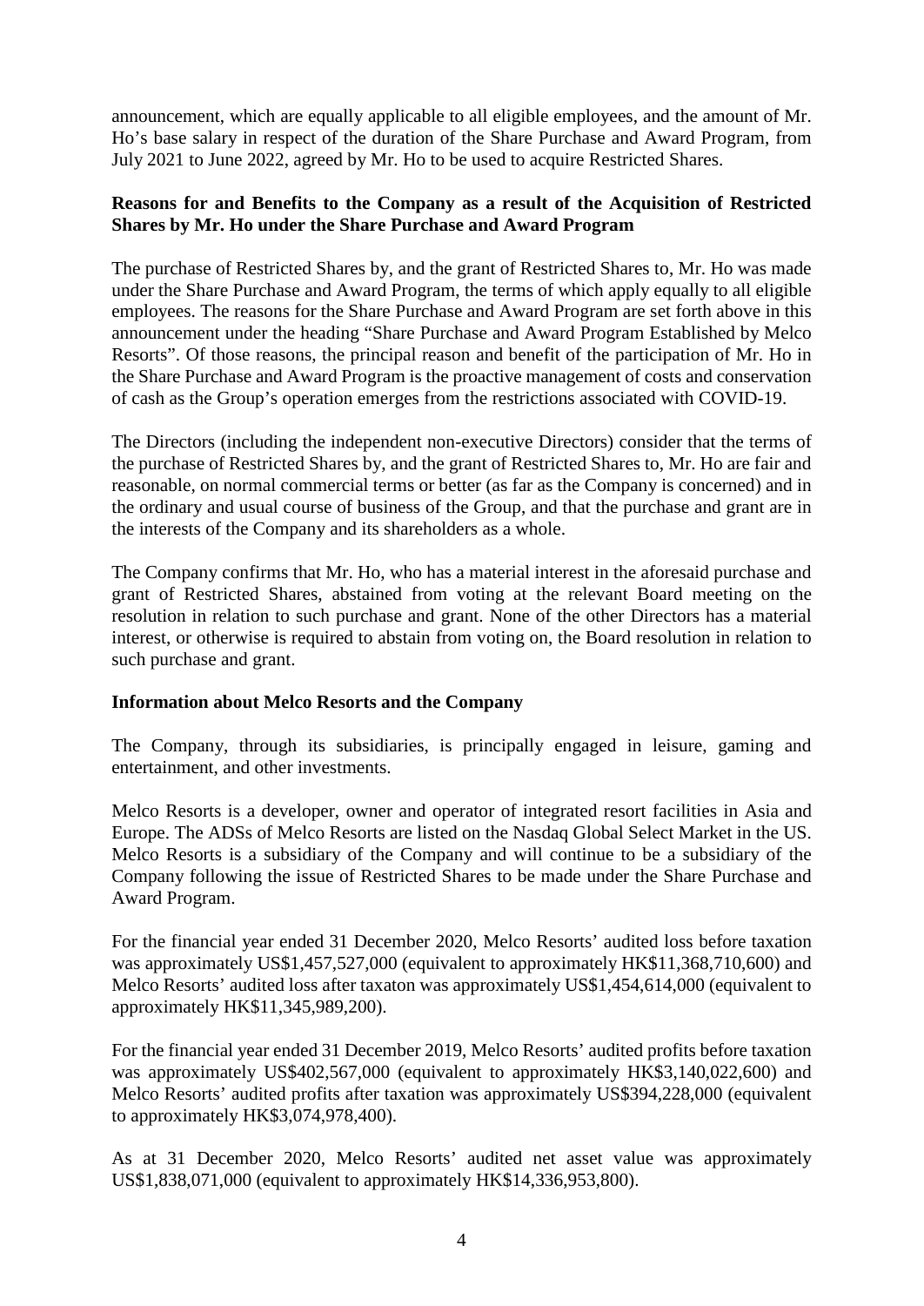announcement, which are equally applicable to all eligible employees, and the amount of Mr. Ho's base salary in respect of the duration of the Share Purchase and Award Program, from July 2021 to June 2022, agreed by Mr. Ho to be used to acquire Restricted Shares.

**Reasons for and Benefits to the Company as a result of the Acquisition of Restricted Shares by Mr. Ho under the Share Purchase and Award Program**

The purchase of Restricted Shares by, and the grant of Restricted Shares to, Mr. Ho was made under the Share Purchase and Award Program, the terms of which apply equally to all eligible employees. The reasons for the Share Purchase and Award Program are set forth above in this announcement under the heading "Share Purchase and Award Program Established by Melco Resorts". Of those reasons, the principal reason and benefit of the participation of Mr. Ho in the Share Purchase and Award Program is the proactive management of costs and conservation of cash as the Group's operation emerges from the restrictions associated with COVID-19.

The Directors (including the independent non-executive Directors) consider that the terms of the purchase of Restricted Shares by, and the grant of Restricted Shares to, Mr. Ho are fair and reasonable, on normal commercial terms or better (as far as the Company is concerned) and in the ordinary and usual course of business of the Group, and that the purchase and grant are in the interests of the Company and its shareholders as a whole.

The Company confirms that Mr. Ho, who has a material interest in the aforesaid purchase and grant of Restricted Shares, abstained from voting at the relevant Board meeting on the resolution in relation to such purchase and grant. None of the other Directors has a material interest, or otherwise is required to abstain from voting on, the Board resolution in relation to such purchase and grant.

**Information about Melco Resorts and the Company**

The Company, through its subsidiaries, is principally engaged in leisure, gaming and entertainment, and other investments.

Melco Resorts is a developer, owner and operator of integrated resort facilities in Asia and Europe. The ADSs of Melco Resorts are listed on the Nasdaq Global Select Market in the US. Melco Resorts is a subsidiary of the Company and will continue to be a subsidiary of the Company following the issue of Restricted Shares to be made under the Share Purchase and Award Program.

For the financial year ended 31 December 2020, Melco Resorts' audited loss before taxation was approximately US$1,457,527,000 (equivalent to approximately HK$11,368,710,600) and Melco Resorts' audited loss after taxaton was approximately US$1,454,614,000 (equivalent to approximately HK$11,345,989,200).

For the financial year ended 31 December 2019, Melco Resorts' audited profits before taxation was approximately US$402,567,000 (equivalent to approximately HK$3,140,022,600) and Melco Resorts' audited profits after taxation was approximately US$394,228,000 (equivalent to approximately HK$3,074,978,400).

As at 31 December 2020, Melco Resorts' audited net asset value was approximately US$1,838,071,000 (equivalent to approximately HK$14,336,953,800).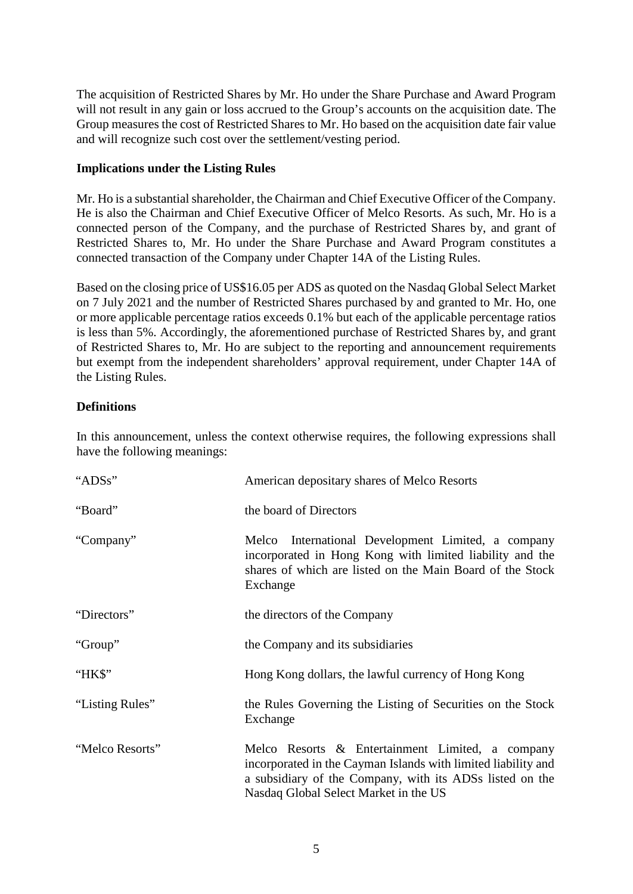The acquisition of Restricted Shares by Mr. Ho under the Share Purchase and Award Program will not result in any gain or loss accrued to the Group's accounts on the acquisition date. The Group measures the cost of Restricted Shares to Mr. Ho based on the acquisition date fair value and will recognize such cost over the settlement/vesting period.

**Implications under the Listing Rules**

Mr. Ho is a substantial shareholder, the Chairman and Chief Executive Officer of the Company. He is also the Chairman and Chief Executive Officer of Melco Resorts. As such, Mr. Ho is a connected person of the Company, and the purchase of Restricted Shares by, and grant of Restricted Shares to, Mr. Ho under the Share Purchase and Award Program constitutes a connected transaction of the Company under Chapter 14A of the Listing Rules.

Based on the closing price of US$16.05 per ADS as quoted on the Nasdaq Global Select Market on 7 July 2021 and the number of Restricted Shares purchased by and granted to Mr. Ho, one or more applicable percentage ratios exceeds 0.1% but each of the applicable percentage ratios is less than 5%. Accordingly, the aforementioned purchase of Restricted Shares by, and grant of Restricted Shares to, Mr. Ho are subject to the reporting and announcement requirements but exempt from the independent shareholders' approval requirement, under Chapter 14A of the Listing Rules.

**Definitions**

In this announcement, unless the context otherwise requires, the following expressions shall have the following meanings:

| | |
|---|---|
| "ADSs" | American depositary shares of Melco Resorts |
| "Board" | the board of Directors |
| "Company" | Melco International Development Limited, a company incorporated in Hong Kong with limited liability and the shares of which are listed on the Main Board of the Stock Exchange |
| "Directors" | the directors of the Company |
| "Group" | the Company and its subsidiaries |
| "HK$" | Hong Kong dollars, the lawful currency of Hong Kong |
| "Listing Rules" | the Rules Governing the Listing of Securities on the Stock Exchange |
| "Melco Resorts" | Melco Resorts & Entertainment Limited, a company incorporated in the Cayman Islands with limited liability and a subsidiary of the Company, with its ADSs listed on the Nasdaq Global Select Market in the US |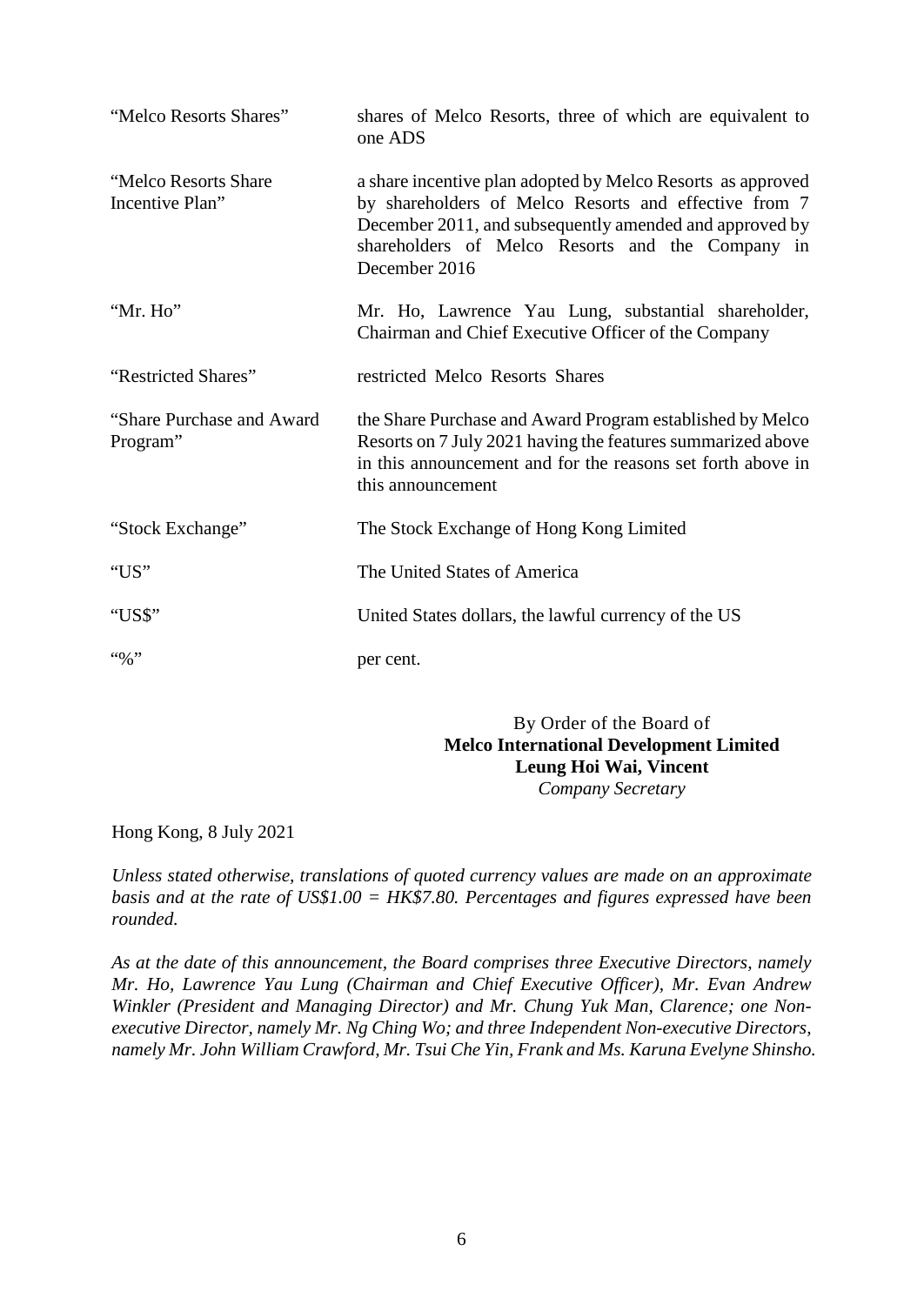| | |
|---|---|
| "Melco Resorts Shares" | shares of Melco Resorts, three of which are equivalent to one ADS |
| "Melco Resorts Share Incentive Plan" | a share incentive plan adopted by Melco Resorts as approved by shareholders of Melco Resorts and effective from 7 December 2011, and subsequently amended and approved by shareholders of Melco Resorts and the Company in December 2016 |
| "Mr. Ho" | Mr. Ho, Lawrence Yau Lung, substantial shareholder, Chairman and Chief Executive Officer of the Company |
| "Restricted Shares" | restricted Melco Resorts Shares |
| "Share Purchase and Award Program" | the Share Purchase and Award Program established by Melco Resorts on 7 July 2021 having the features summarized above in this announcement and for the reasons set forth above in this announcement |
| "Stock Exchange" | The Stock Exchange of Hong Kong Limited |
| "US" | The United States of America |
| "US$" | United States dollars, the lawful currency of the US |
| "%" | per cent. |

By Order of the Board of
**Melco International Development Limited**
**Leung Hoi Wai, Vincent**
*Company Secretary*

Hong Kong, 8 July 2021

*Unless stated otherwise, translations of quoted currency values are made on an approximate basis and at the rate of US$1.00 = HK$7.80. Percentages and figures expressed have been rounded.*

*As at the date of this announcement, the Board comprises three Executive Directors, namely Mr. Ho, Lawrence Yau Lung (Chairman and Chief Executive Officer), Mr. Evan Andrew Winkler (President and Managing Director) and Mr. Chung Yuk Man, Clarence; one Non-executive Director, namely Mr. Ng Ching Wo; and three Independent Non-executive Directors, namely Mr. John William Crawford, Mr. Tsui Che Yin, Frank and Ms. Karuna Evelyne Shinsho.*